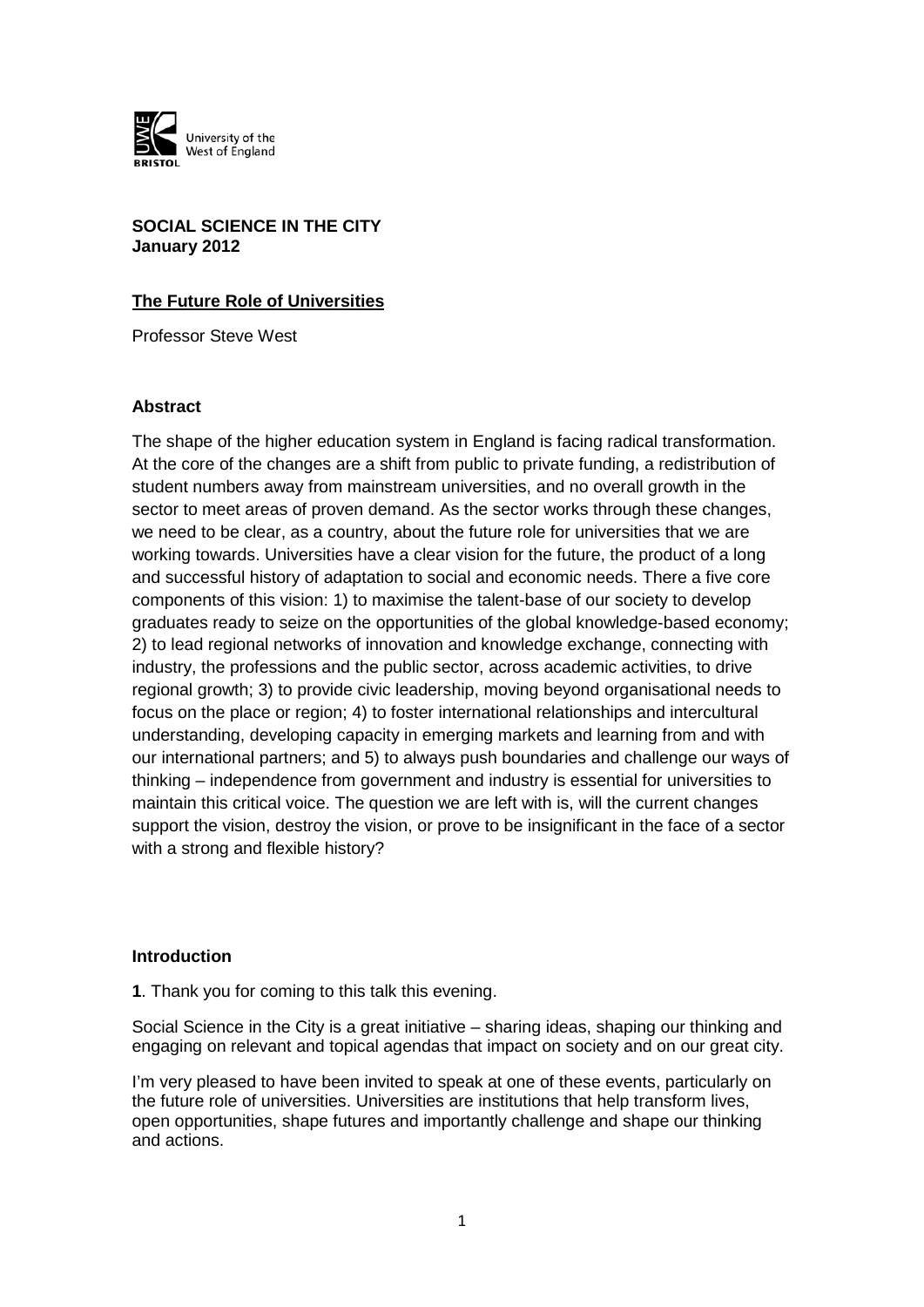**SOCIAL SCIENCE IN THE CITY**
**January 2012**

## The Future Role of Universities

Professor Steve West

### Abstract

The shape of the higher education system in England is facing radical transformation. At the core of the changes are a shift from public to private funding, a redistribution of student numbers away from mainstream universities, and no overall growth in the sector to meet areas of proven demand. As the sector works through these changes, we need to be clear, as a country, about the future role for universities that we are working towards. Universities have a clear vision for the future, the product of a long and successful history of adaptation to social and economic needs. There a five core components of this vision: 1) to maximise the talent-base of our society to develop graduates ready to seize on the opportunities of the global knowledge-based economy; 2) to lead regional networks of innovation and knowledge exchange, connecting with industry, the professions and the public sector, across academic activities, to drive regional growth; 3) to provide civic leadership, moving beyond organisational needs to focus on the place or region; 4) to foster international relationships and intercultural understanding, developing capacity in emerging markets and learning from and with our international partners; and 5) to always push boundaries and challenge our ways of thinking – independence from government and industry is essential for universities to maintain this critical voice. The question we are left with is, will the current changes support the vision, destroy the vision, or prove to be insignificant in the face of a sector with a strong and flexible history?

### Introduction

**1**. Thank you for coming to this talk this evening.

Social Science in the City is a great initiative – sharing ideas, shaping our thinking and engaging on relevant and topical agendas that impact on society and on our great city.

I'm very pleased to have been invited to speak at one of these events, particularly on the future role of universities. Universities are institutions that help transform lives, open opportunities, shape futures and importantly challenge and shape our thinking and actions.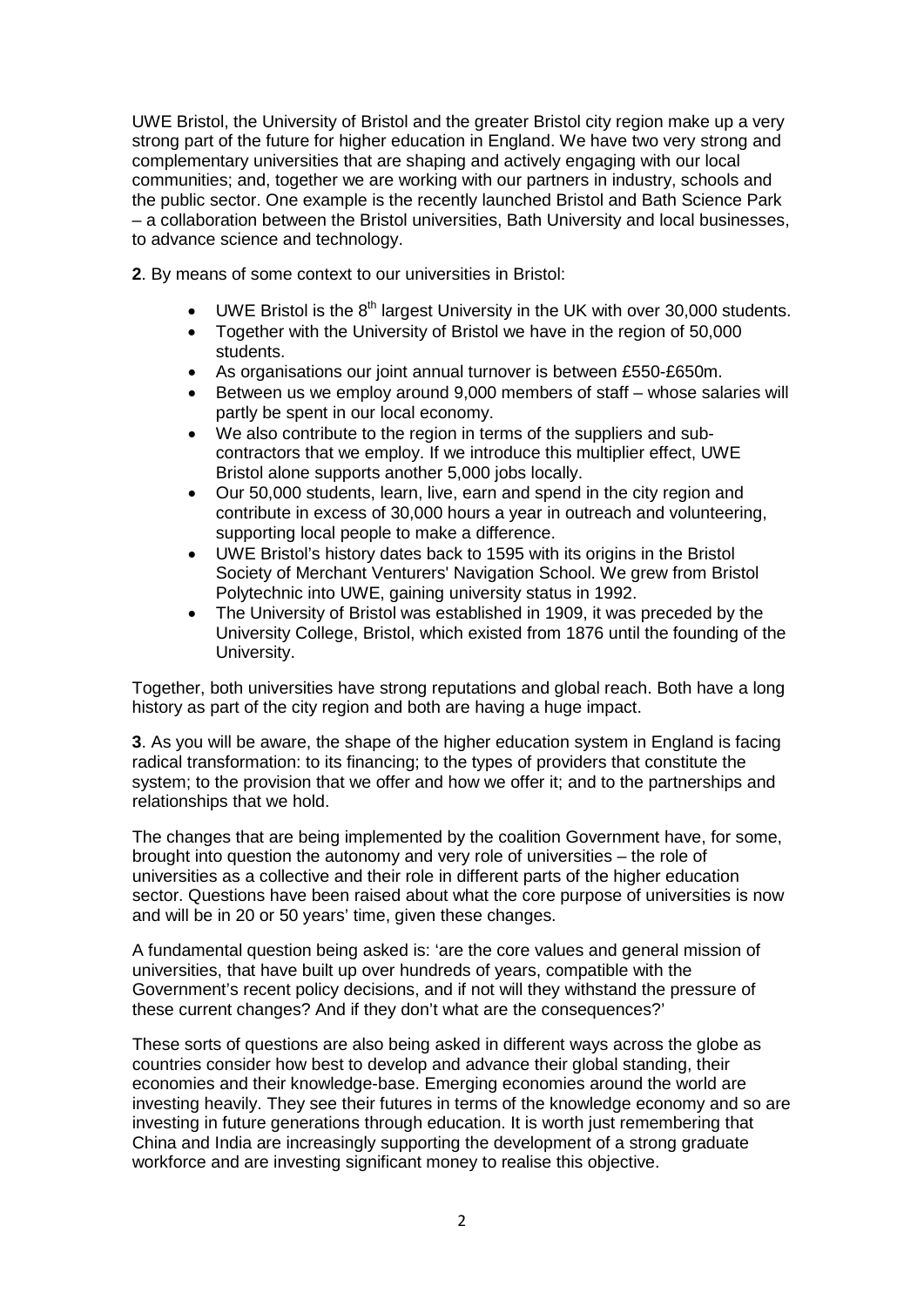UWE Bristol, the University of Bristol and the greater Bristol city region make up a very strong part of the future for higher education in England. We have two very strong and complementary universities that are shaping and actively engaging with our local communities; and, together we are working with our partners in industry, schools and the public sector. One example is the recently launched Bristol and Bath Science Park – a collaboration between the Bristol universities, Bath University and local businesses, to advance science and technology.

**2**. By means of some context to our universities in Bristol:

- UWE Bristol is the 8th largest University in the UK with over 30,000 students.
- Together with the University of Bristol we have in the region of 50,000 students.
- As organisations our joint annual turnover is between £550-£650m.
- Between us we employ around 9,000 members of staff – whose salaries will partly be spent in our local economy.
- We also contribute to the region in terms of the suppliers and sub-contractors that we employ. If we introduce this multiplier effect, UWE Bristol alone supports another 5,000 jobs locally.
- Our 50,000 students, learn, live, earn and spend in the city region and contribute in excess of 30,000 hours a year in outreach and volunteering, supporting local people to make a difference.
- UWE Bristol's history dates back to 1595 with its origins in the Bristol Society of Merchant Venturers' Navigation School. We grew from Bristol Polytechnic into UWE, gaining university status in 1992.
- The University of Bristol was established in 1909, it was preceded by the University College, Bristol, which existed from 1876 until the founding of the University.

Together, both universities have strong reputations and global reach. Both have a long history as part of the city region and both are having a huge impact.

**3**. As you will be aware, the shape of the higher education system in England is facing radical transformation: to its financing; to the types of providers that constitute the system; to the provision that we offer and how we offer it; and to the partnerships and relationships that we hold.

The changes that are being implemented by the coalition Government have, for some, brought into question the autonomy and very role of universities – the role of universities as a collective and their role in different parts of the higher education sector. Questions have been raised about what the core purpose of universities is now and will be in 20 or 50 years' time, given these changes.

A fundamental question being asked is: 'are the core values and general mission of universities, that have built up over hundreds of years, compatible with the Government's recent policy decisions, and if not will they withstand the pressure of these current changes? And if they don't what are the consequences?'

These sorts of questions are also being asked in different ways across the globe as countries consider how best to develop and advance their global standing, their economies and their knowledge-base. Emerging economies around the world are investing heavily. They see their futures in terms of the knowledge economy and so are investing in future generations through education. It is worth just remembering that China and India are increasingly supporting the development of a strong graduate workforce and are investing significant money to realise this objective.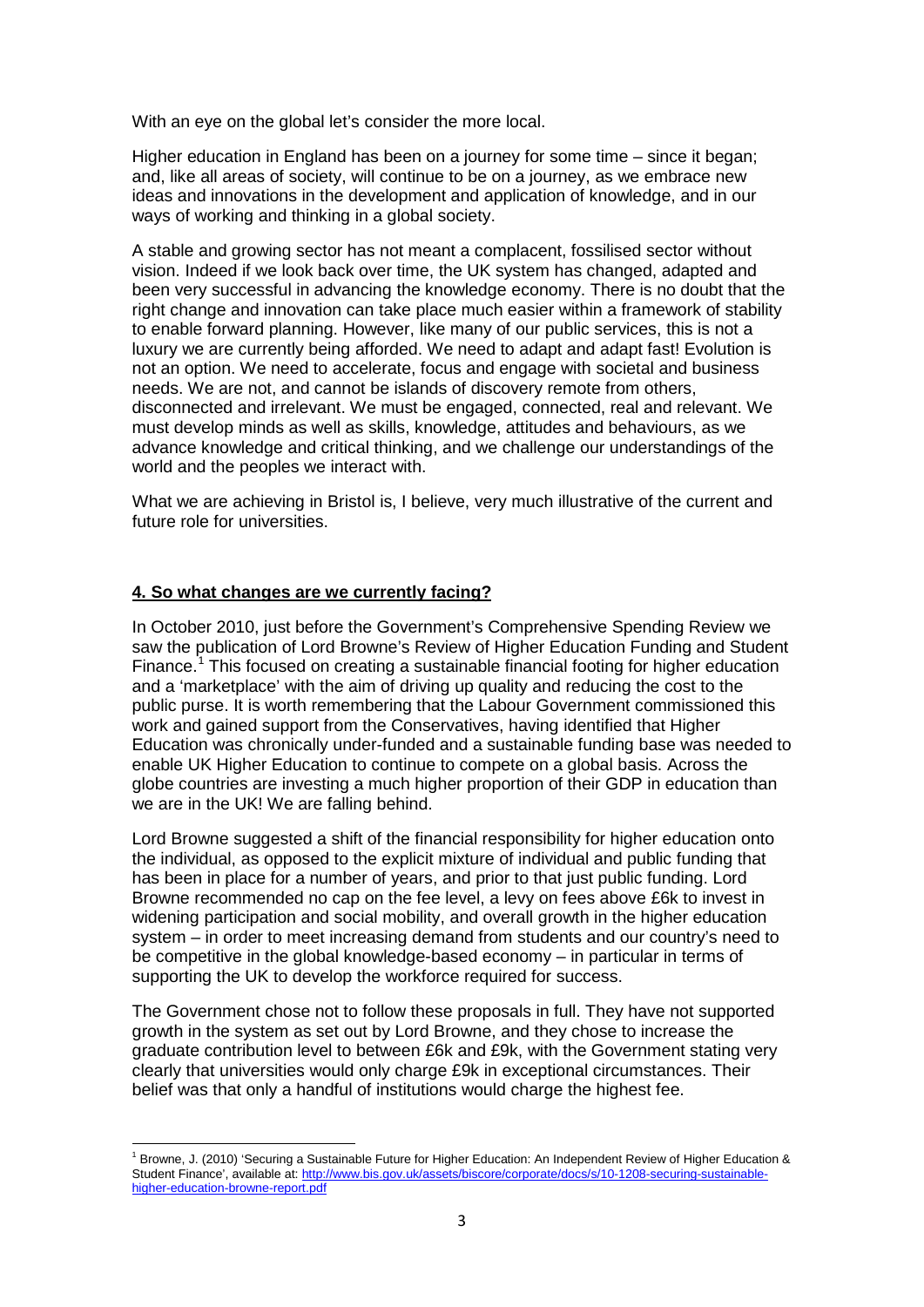With an eye on the global let's consider the more local.

Higher education in England has been on a journey for some time – since it began; and, like all areas of society, will continue to be on a journey, as we embrace new ideas and innovations in the development and application of knowledge, and in our ways of working and thinking in a global society.

A stable and growing sector has not meant a complacent, fossilised sector without vision. Indeed if we look back over time, the UK system has changed, adapted and been very successful in advancing the knowledge economy. There is no doubt that the right change and innovation can take place much easier within a framework of stability to enable forward planning. However, like many of our public services, this is not a luxury we are currently being afforded. We need to adapt and adapt fast! Evolution is not an option. We need to accelerate, focus and engage with societal and business needs. We are not, and cannot be islands of discovery remote from others, disconnected and irrelevant. We must be engaged, connected, real and relevant. We must develop minds as well as skills, knowledge, attitudes and behaviours, as we advance knowledge and critical thinking, and we challenge our understandings of the world and the peoples we interact with.

What we are achieving in Bristol is, I believe, very much illustrative of the current and future role for universities.

## 4. So what changes are we currently facing?

In October 2010, just before the Government's Comprehensive Spending Review we saw the publication of Lord Browne's Review of Higher Education Funding and Student Finance.[1] This focused on creating a sustainable financial footing for higher education and a 'marketplace' with the aim of driving up quality and reducing the cost to the public purse. It is worth remembering that the Labour Government commissioned this work and gained support from the Conservatives, having identified that Higher Education was chronically under-funded and a sustainable funding base was needed to enable UK Higher Education to continue to compete on a global basis. Across the globe countries are investing a much higher proportion of their GDP in education than we are in the UK! We are falling behind.

Lord Browne suggested a shift of the financial responsibility for higher education onto the individual, as opposed to the explicit mixture of individual and public funding that has been in place for a number of years, and prior to that just public funding. Lord Browne recommended no cap on the fee level, a levy on fees above £6k to invest in widening participation and social mobility, and overall growth in the higher education system – in order to meet increasing demand from students and our country's need to be competitive in the global knowledge-based economy – in particular in terms of supporting the UK to develop the workforce required for success.

The Government chose not to follow these proposals in full. They have not supported growth in the system as set out by Lord Browne, and they chose to increase the graduate contribution level to between £6k and £9k, with the Government stating very clearly that universities would only charge £9k in exceptional circumstances. Their belief was that only a handful of institutions would charge the highest fee.

---

[1] Browne, J. (2010) 'Securing a Sustainable Future for Higher Education: An Independent Review of Higher Education & Student Finance', available at: http://www.bis.gov.uk/assets/biscore/corporate/docs/s/10-1208-securing-sustainable-higher-education-browne-report.pdf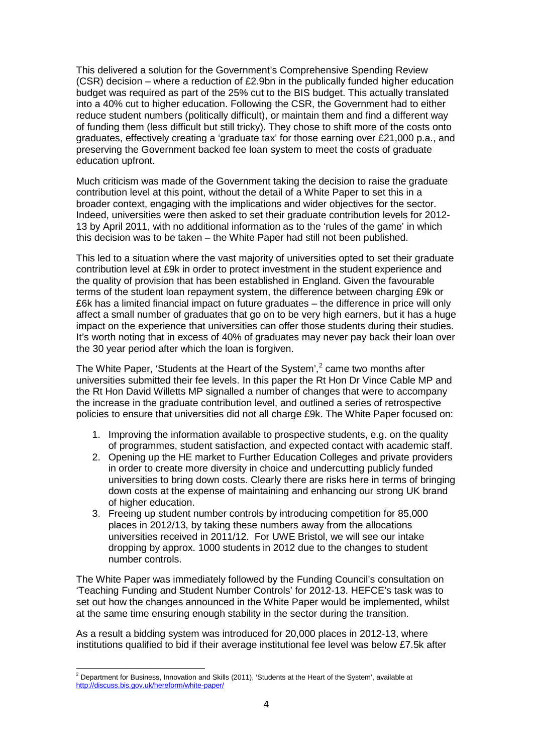This delivered a solution for the Government's Comprehensive Spending Review (CSR) decision – where a reduction of £2.9bn in the publically funded higher education budget was required as part of the 25% cut to the BIS budget. This actually translated into a 40% cut to higher education. Following the CSR, the Government had to either reduce student numbers (politically difficult), or maintain them and find a different way of funding them (less difficult but still tricky). They chose to shift more of the costs onto graduates, effectively creating a 'graduate tax' for those earning over £21,000 p.a., and preserving the Government backed fee loan system to meet the costs of graduate education upfront.

Much criticism was made of the Government taking the decision to raise the graduate contribution level at this point, without the detail of a White Paper to set this in a broader context, engaging with the implications and wider objectives for the sector. Indeed, universities were then asked to set their graduate contribution levels for 2012-13 by April 2011, with no additional information as to the 'rules of the game' in which this decision was to be taken – the White Paper had still not been published.

This led to a situation where the vast majority of universities opted to set their graduate contribution level at £9k in order to protect investment in the student experience and the quality of provision that has been established in England. Given the favourable terms of the student loan repayment system, the difference between charging £9k or £6k has a limited financial impact on future graduates – the difference in price will only affect a small number of graduates that go on to be very high earners, but it has a huge impact on the experience that universities can offer those students during their studies. It's worth noting that in excess of 40% of graduates may never pay back their loan over the 30 year period after which the loan is forgiven.

The White Paper, 'Students at the Heart of the System',[2] came two months after universities submitted their fee levels. In this paper the Rt Hon Dr Vince Cable MP and the Rt Hon David Willetts MP signalled a number of changes that were to accompany the increase in the graduate contribution level, and outlined a series of retrospective policies to ensure that universities did not all charge £9k. The White Paper focused on:

1. Improving the information available to prospective students, e.g. on the quality of programmes, student satisfaction, and expected contact with academic staff.
2. Opening up the HE market to Further Education Colleges and private providers in order to create more diversity in choice and undercutting publicly funded universities to bring down costs. Clearly there are risks here in terms of bringing down costs at the expense of maintaining and enhancing our strong UK brand of higher education.
3. Freeing up student number controls by introducing competition for 85,000 places in 2012/13, by taking these numbers away from the allocations universities received in 2011/12. For UWE Bristol, we will see our intake dropping by approx. 1000 students in 2012 due to the changes to student number controls.

The White Paper was immediately followed by the Funding Council's consultation on 'Teaching Funding and Student Number Controls' for 2012-13. HEFCE's task was to set out how the changes announced in the White Paper would be implemented, whilst at the same time ensuring enough stability in the sector during the transition.

As a result a bidding system was introduced for 20,000 places in 2012-13, where institutions qualified to bid if their average institutional fee level was below £7.5k after

---

[2] Department for Business, Innovation and Skills (2011), 'Students at the Heart of the System', available at http://discuss.bis.gov.uk/hereform/white-paper/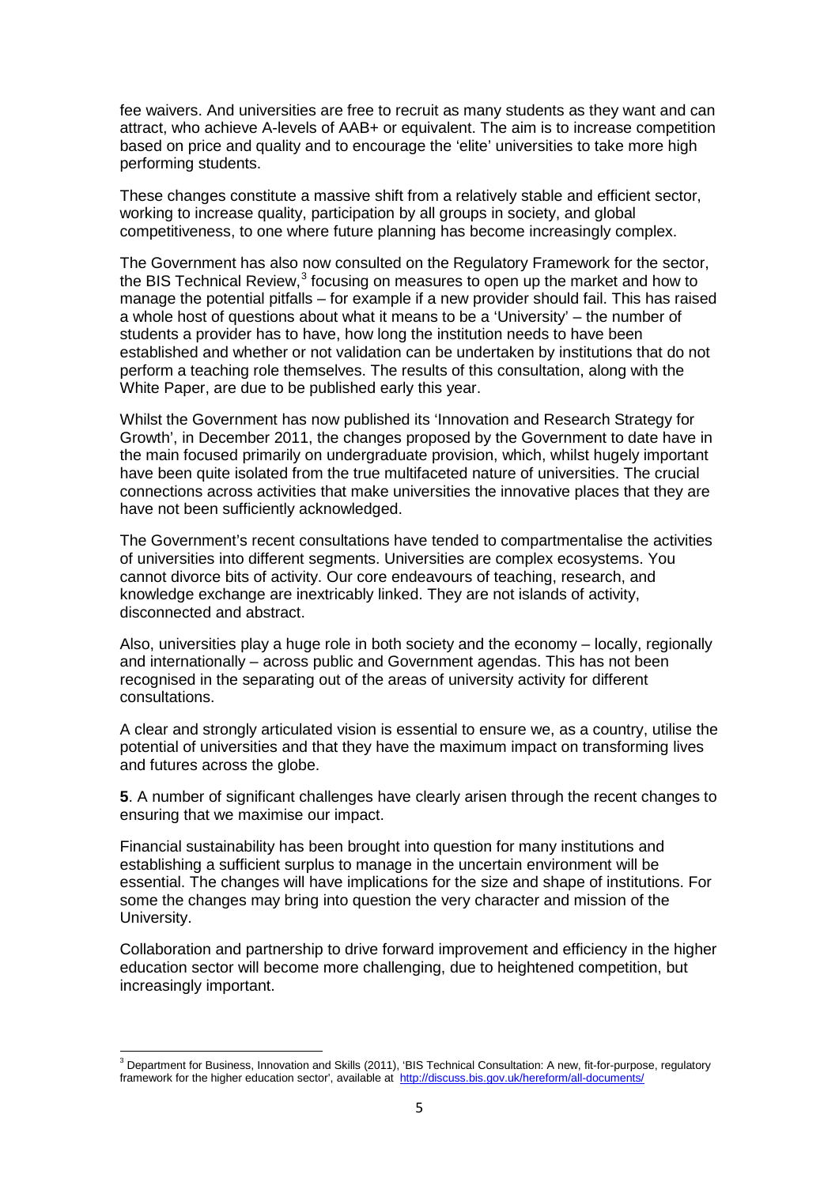fee waivers. And universities are free to recruit as many students as they want and can attract, who achieve A-levels of AAB+ or equivalent. The aim is to increase competition based on price and quality and to encourage the 'elite' universities to take more high performing students.

These changes constitute a massive shift from a relatively stable and efficient sector, working to increase quality, participation by all groups in society, and global competitiveness, to one where future planning has become increasingly complex.

The Government has also now consulted on the Regulatory Framework for the sector, the BIS Technical Review,[3] focusing on measures to open up the market and how to manage the potential pitfalls – for example if a new provider should fail. This has raised a whole host of questions about what it means to be a 'University' – the number of students a provider has to have, how long the institution needs to have been established and whether or not validation can be undertaken by institutions that do not perform a teaching role themselves. The results of this consultation, along with the White Paper, are due to be published early this year.

Whilst the Government has now published its 'Innovation and Research Strategy for Growth', in December 2011, the changes proposed by the Government to date have in the main focused primarily on undergraduate provision, which, whilst hugely important have been quite isolated from the true multifaceted nature of universities. The crucial connections across activities that make universities the innovative places that they are have not been sufficiently acknowledged.

The Government's recent consultations have tended to compartmentalise the activities of universities into different segments. Universities are complex ecosystems. You cannot divorce bits of activity. Our core endeavours of teaching, research, and knowledge exchange are inextricably linked. They are not islands of activity, disconnected and abstract.

Also, universities play a huge role in both society and the economy – locally, regionally and internationally – across public and Government agendas. This has not been recognised in the separating out of the areas of university activity for different consultations.

A clear and strongly articulated vision is essential to ensure we, as a country, utilise the potential of universities and that they have the maximum impact on transforming lives and futures across the globe.

**5**. A number of significant challenges have clearly arisen through the recent changes to ensuring that we maximise our impact.

Financial sustainability has been brought into question for many institutions and establishing a sufficient surplus to manage in the uncertain environment will be essential. The changes will have implications for the size and shape of institutions. For some the changes may bring into question the very character and mission of the University.

Collaboration and partnership to drive forward improvement and efficiency in the higher education sector will become more challenging, due to heightened competition, but increasingly important.

---

[3] Department for Business, Innovation and Skills (2011), 'BIS Technical Consultation: A new, fit-for-purpose, regulatory framework for the higher education sector', available at http://discuss.bis.gov.uk/hereform/all-documents/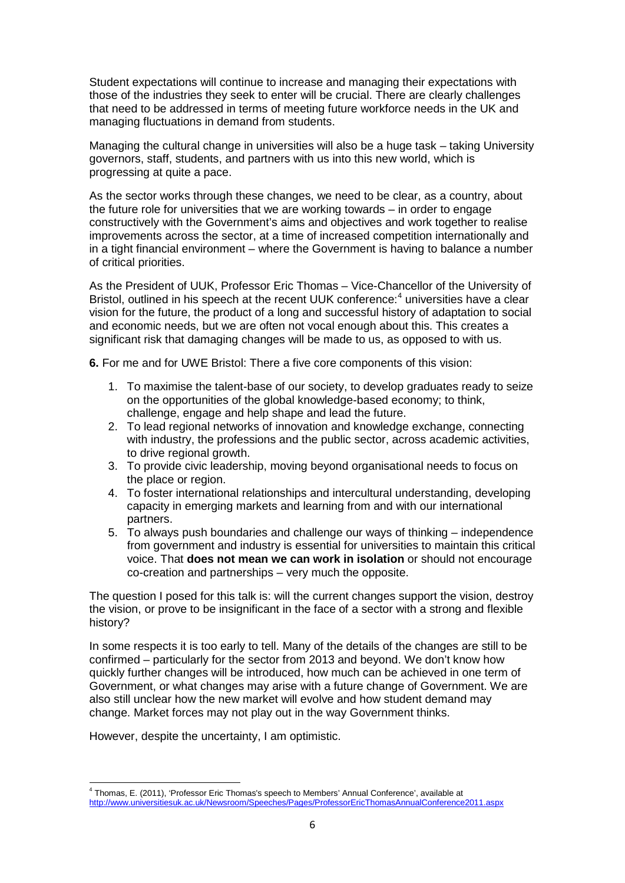Student expectations will continue to increase and managing their expectations with those of the industries they seek to enter will be crucial. There are clearly challenges that need to be addressed in terms of meeting future workforce needs in the UK and managing fluctuations in demand from students.

Managing the cultural change in universities will also be a huge task – taking University governors, staff, students, and partners with us into this new world, which is progressing at quite a pace.

As the sector works through these changes, we need to be clear, as a country, about the future role for universities that we are working towards – in order to engage constructively with the Government's aims and objectives and work together to realise improvements across the sector, at a time of increased competition internationally and in a tight financial environment – where the Government is having to balance a number of critical priorities.

As the President of UUK, Professor Eric Thomas – Vice-Chancellor of the University of Bristol, outlined in his speech at the recent UUK conference:[4] universities have a clear vision for the future, the product of a long and successful history of adaptation to social and economic needs, but we are often not vocal enough about this. This creates a significant risk that damaging changes will be made to us, as opposed to with us.

**6.** For me and for UWE Bristol: There a five core components of this vision:

1. To maximise the talent-base of our society, to develop graduates ready to seize on the opportunities of the global knowledge-based economy; to think, challenge, engage and help shape and lead the future.
2. To lead regional networks of innovation and knowledge exchange, connecting with industry, the professions and the public sector, across academic activities, to drive regional growth.
3. To provide civic leadership, moving beyond organisational needs to focus on the place or region.
4. To foster international relationships and intercultural understanding, developing capacity in emerging markets and learning from and with our international partners.
5. To always push boundaries and challenge our ways of thinking – independence from government and industry is essential for universities to maintain this critical voice. That **does not mean we can work in isolation** or should not encourage co-creation and partnerships – very much the opposite.

The question I posed for this talk is: will the current changes support the vision, destroy the vision, or prove to be insignificant in the face of a sector with a strong and flexible history?

In some respects it is too early to tell. Many of the details of the changes are still to be confirmed – particularly for the sector from 2013 and beyond. We don't know how quickly further changes will be introduced, how much can be achieved in one term of Government, or what changes may arise with a future change of Government. We are also still unclear how the new market will evolve and how student demand may change. Market forces may not play out in the way Government thinks.

However, despite the uncertainty, I am optimistic.

---

[4] Thomas, E. (2011), 'Professor Eric Thomas's speech to Members' Annual Conference', available at http://www.universitiesuk.ac.uk/Newsroom/Speeches/Pages/ProfessorEricThomasAnnualConference2011.aspx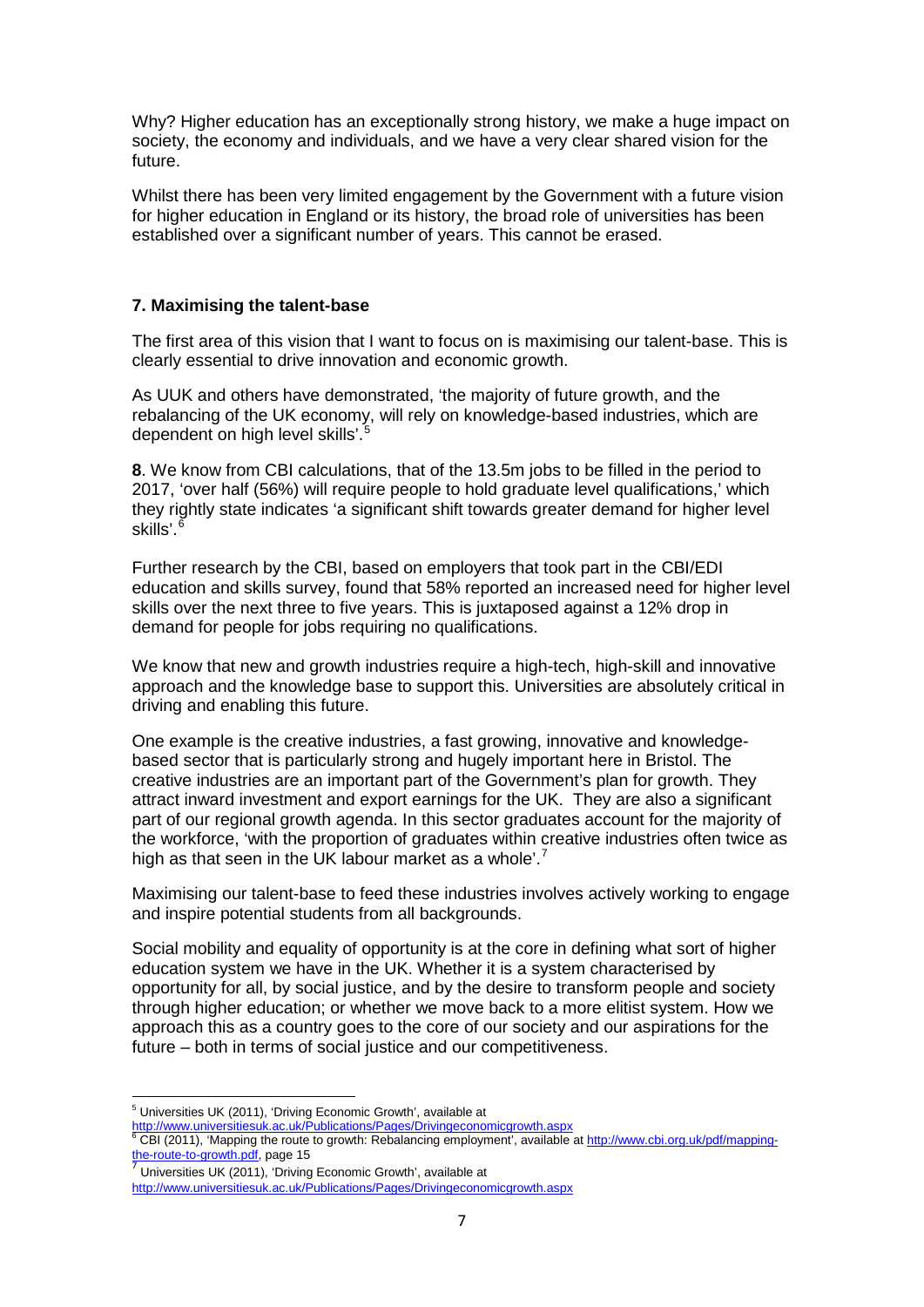Why? Higher education has an exceptionally strong history, we make a huge impact on society, the economy and individuals, and we have a very clear shared vision for the future.

Whilst there has been very limited engagement by the Government with a future vision for higher education in England or its history, the broad role of universities has been established over a significant number of years. This cannot be erased.

## 7. Maximising the talent-base

The first area of this vision that I want to focus on is maximising our talent-base. This is clearly essential to drive innovation and economic growth.

As UUK and others have demonstrated, 'the majority of future growth, and the rebalancing of the UK economy, will rely on knowledge-based industries, which are dependent on high level skills'.[5]

**8**. We know from CBI calculations, that of the 13.5m jobs to be filled in the period to 2017, 'over half (56%) will require people to hold graduate level qualifications,' which they rightly state indicates 'a significant shift towards greater demand for higher level skills'.[6]

Further research by the CBI, based on employers that took part in the CBI/EDI education and skills survey, found that 58% reported an increased need for higher level skills over the next three to five years. This is juxtaposed against a 12% drop in demand for people for jobs requiring no qualifications.

We know that new and growth industries require a high-tech, high-skill and innovative approach and the knowledge base to support this. Universities are absolutely critical in driving and enabling this future.

One example is the creative industries, a fast growing, innovative and knowledge-based sector that is particularly strong and hugely important here in Bristol. The creative industries are an important part of the Government's plan for growth. They attract inward investment and export earnings for the UK. They are also a significant part of our regional growth agenda. In this sector graduates account for the majority of the workforce, 'with the proportion of graduates within creative industries often twice as high as that seen in the UK labour market as a whole'.[7]

Maximising our talent-base to feed these industries involves actively working to engage and inspire potential students from all backgrounds.

Social mobility and equality of opportunity is at the core in defining what sort of higher education system we have in the UK. Whether it is a system characterised by opportunity for all, by social justice, and by the desire to transform people and society through higher education; or whether we move back to a more elitist system. How we approach this as a country goes to the core of our society and our aspirations for the future – both in terms of social justice and our competitiveness.

---

[5] Universities UK (2011), 'Driving Economic Growth', available at http://www.universitiesuk.ac.uk/Publications/Pages/Drivingeconomicgrowth.aspx

[6] CBI (2011), 'Mapping the route to growth: Rebalancing employment', available at http://www.cbi.org.uk/pdf/mapping-the-route-to-growth.pdf, page 15

[7] Universities UK (2011), 'Driving Economic Growth', available at http://www.universitiesuk.ac.uk/Publications/Pages/Drivingeconomicgrowth.aspx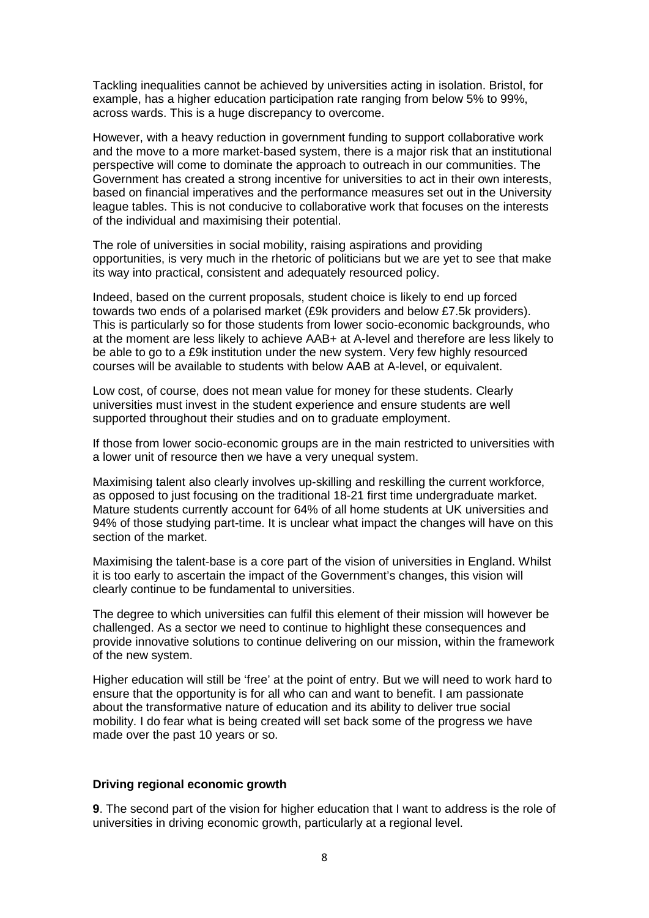Tackling inequalities cannot be achieved by universities acting in isolation. Bristol, for example, has a higher education participation rate ranging from below 5% to 99%, across wards. This is a huge discrepancy to overcome.

However, with a heavy reduction in government funding to support collaborative work and the move to a more market-based system, there is a major risk that an institutional perspective will come to dominate the approach to outreach in our communities. The Government has created a strong incentive for universities to act in their own interests, based on financial imperatives and the performance measures set out in the University league tables. This is not conducive to collaborative work that focuses on the interests of the individual and maximising their potential.

The role of universities in social mobility, raising aspirations and providing opportunities, is very much in the rhetoric of politicians but we are yet to see that make its way into practical, consistent and adequately resourced policy.

Indeed, based on the current proposals, student choice is likely to end up forced towards two ends of a polarised market (£9k providers and below £7.5k providers). This is particularly so for those students from lower socio-economic backgrounds, who at the moment are less likely to achieve AAB+ at A-level and therefore are less likely to be able to go to a £9k institution under the new system. Very few highly resourced courses will be available to students with below AAB at A-level, or equivalent.

Low cost, of course, does not mean value for money for these students. Clearly universities must invest in the student experience and ensure students are well supported throughout their studies and on to graduate employment.

If those from lower socio-economic groups are in the main restricted to universities with a lower unit of resource then we have a very unequal system.

Maximising talent also clearly involves up-skilling and reskilling the current workforce, as opposed to just focusing on the traditional 18-21 first time undergraduate market. Mature students currently account for 64% of all home students at UK universities and 94% of those studying part-time. It is unclear what impact the changes will have on this section of the market.

Maximising the talent-base is a core part of the vision of universities in England. Whilst it is too early to ascertain the impact of the Government's changes, this vision will clearly continue to be fundamental to universities.

The degree to which universities can fulfil this element of their mission will however be challenged. As a sector we need to continue to highlight these consequences and provide innovative solutions to continue delivering on our mission, within the framework of the new system.

Higher education will still be 'free' at the point of entry. But we will need to work hard to ensure that the opportunity is for all who can and want to benefit. I am passionate about the transformative nature of education and its ability to deliver true social mobility. I do fear what is being created will set back some of the progress we have made over the past 10 years or so.

### Driving regional economic growth

**9**. The second part of the vision for higher education that I want to address is the role of universities in driving economic growth, particularly at a regional level.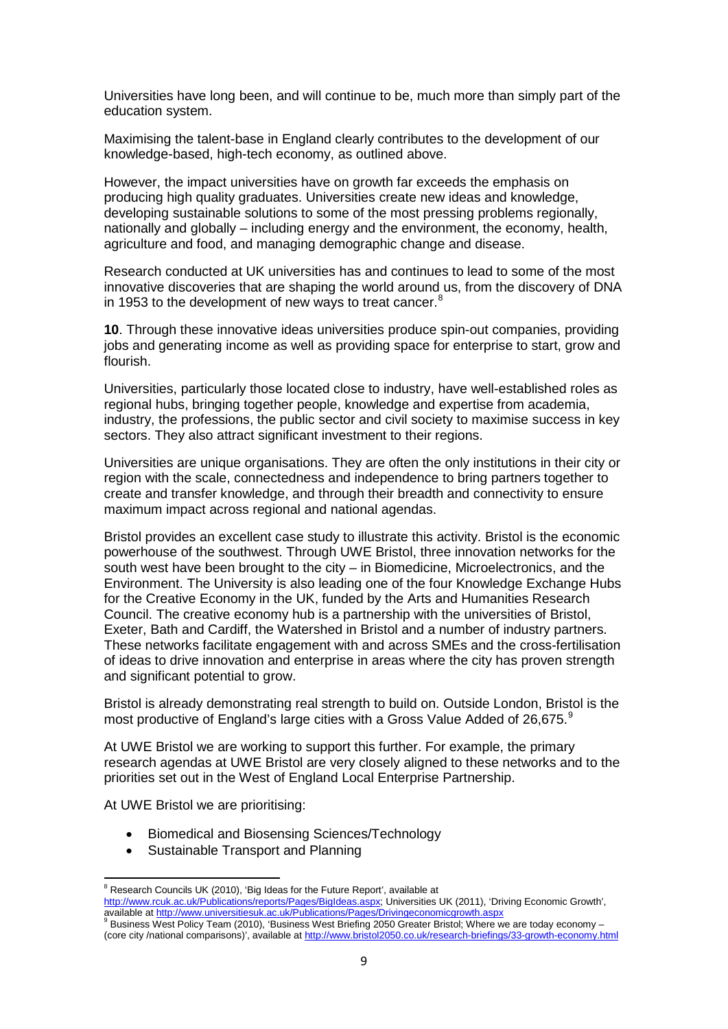Universities have long been, and will continue to be, much more than simply part of the education system.

Maximising the talent-base in England clearly contributes to the development of our knowledge-based, high-tech economy, as outlined above.

However, the impact universities have on growth far exceeds the emphasis on producing high quality graduates. Universities create new ideas and knowledge, developing sustainable solutions to some of the most pressing problems regionally, nationally and globally – including energy and the environment, the economy, health, agriculture and food, and managing demographic change and disease.

Research conducted at UK universities has and continues to lead to some of the most innovative discoveries that are shaping the world around us, from the discovery of DNA in 1953 to the development of new ways to treat cancer.[8]

**10**. Through these innovative ideas universities produce spin-out companies, providing jobs and generating income as well as providing space for enterprise to start, grow and flourish.

Universities, particularly those located close to industry, have well-established roles as regional hubs, bringing together people, knowledge and expertise from academia, industry, the professions, the public sector and civil society to maximise success in key sectors. They also attract significant investment to their regions.

Universities are unique organisations. They are often the only institutions in their city or region with the scale, connectedness and independence to bring partners together to create and transfer knowledge, and through their breadth and connectivity to ensure maximum impact across regional and national agendas.

Bristol provides an excellent case study to illustrate this activity. Bristol is the economic powerhouse of the southwest. Through UWE Bristol, three innovation networks for the south west have been brought to the city – in Biomedicine, Microelectronics, and the Environment. The University is also leading one of the four Knowledge Exchange Hubs for the Creative Economy in the UK, funded by the Arts and Humanities Research Council. The creative economy hub is a partnership with the universities of Bristol, Exeter, Bath and Cardiff, the Watershed in Bristol and a number of industry partners. These networks facilitate engagement with and across SMEs and the cross-fertilisation of ideas to drive innovation and enterprise in areas where the city has proven strength and significant potential to grow.

Bristol is already demonstrating real strength to build on. Outside London, Bristol is the most productive of England's large cities with a Gross Value Added of 26,675.[9]

At UWE Bristol we are working to support this further. For example, the primary research agendas at UWE Bristol are very closely aligned to these networks and to the priorities set out in the West of England Local Enterprise Partnership.

At UWE Bristol we are prioritising:

- Biomedical and Biosensing Sciences/Technology
- Sustainable Transport and Planning

---

[8] Research Councils UK (2010), 'Big Ideas for the Future Report', available at http://www.rcuk.ac.uk/Publications/reports/Pages/BigIdeas.aspx; Universities UK (2011), 'Driving Economic Growth', available at http://www.universitiesuk.ac.uk/Publications/Pages/Drivingeconomicgrowth.aspx

[9] Business West Policy Team (2010), 'Business West Briefing 2050 Greater Bristol; Where we are today economy – (core city /national comparisons)', available at http://www.bristol2050.co.uk/research-briefings/33-growth-economy.html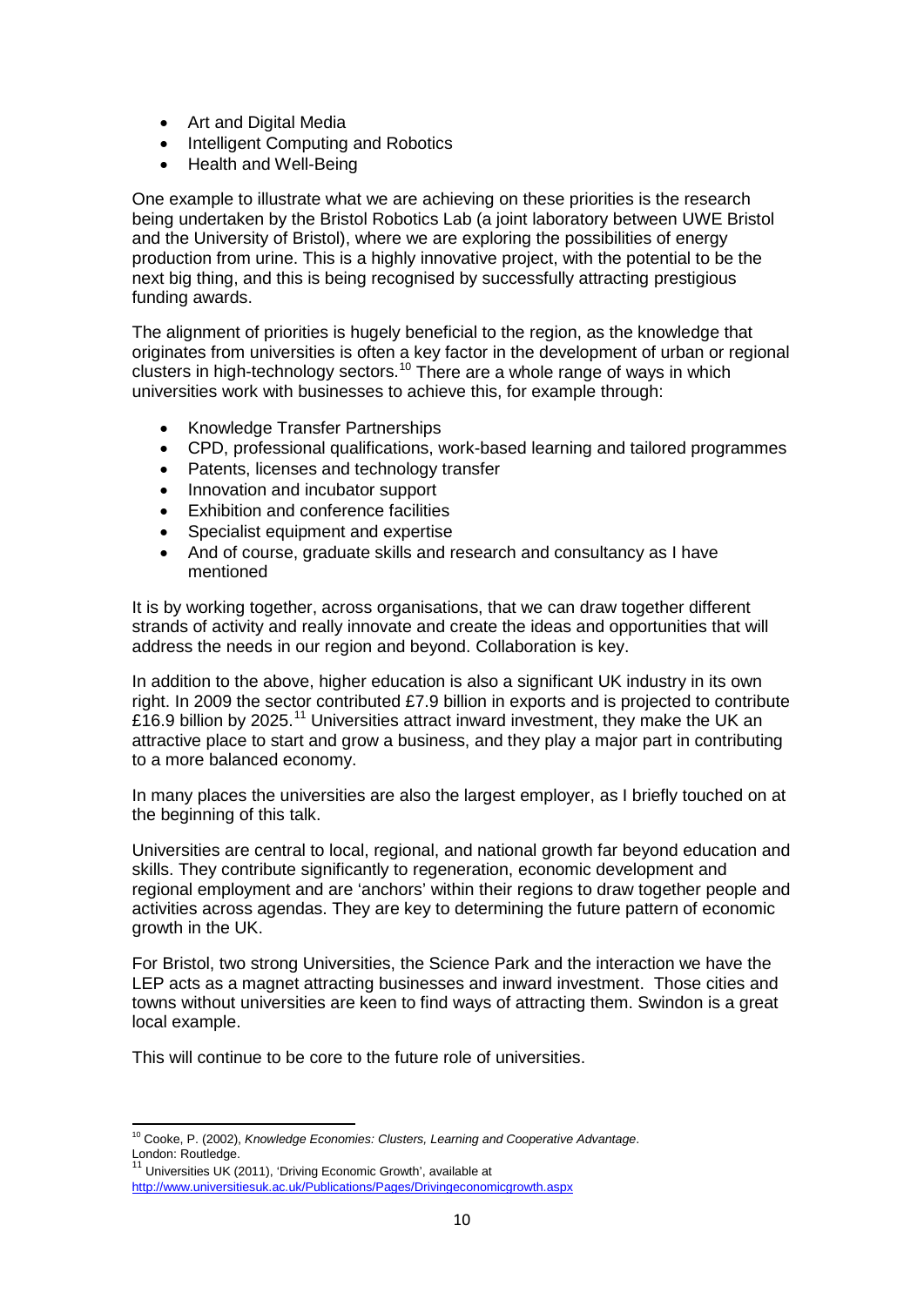- Art and Digital Media
- Intelligent Computing and Robotics
- Health and Well-Being

One example to illustrate what we are achieving on these priorities is the research being undertaken by the Bristol Robotics Lab (a joint laboratory between UWE Bristol and the University of Bristol), where we are exploring the possibilities of energy production from urine. This is a highly innovative project, with the potential to be the next big thing, and this is being recognised by successfully attracting prestigious funding awards.

The alignment of priorities is hugely beneficial to the region, as the knowledge that originates from universities is often a key factor in the development of urban or regional clusters in high-technology sectors.[10] There are a whole range of ways in which universities work with businesses to achieve this, for example through:

- Knowledge Transfer Partnerships
- CPD, professional qualifications, work-based learning and tailored programmes
- Patents, licenses and technology transfer
- Innovation and incubator support
- Exhibition and conference facilities
- Specialist equipment and expertise
- And of course, graduate skills and research and consultancy as I have mentioned

It is by working together, across organisations, that we can draw together different strands of activity and really innovate and create the ideas and opportunities that will address the needs in our region and beyond. Collaboration is key.

In addition to the above, higher education is also a significant UK industry in its own right. In 2009 the sector contributed £7.9 billion in exports and is projected to contribute £16.9 billion by 2025.[11] Universities attract inward investment, they make the UK an attractive place to start and grow a business, and they play a major part in contributing to a more balanced economy.

In many places the universities are also the largest employer, as I briefly touched on at the beginning of this talk.

Universities are central to local, regional, and national growth far beyond education and skills. They contribute significantly to regeneration, economic development and regional employment and are 'anchors' within their regions to draw together people and activities across agendas. They are key to determining the future pattern of economic growth in the UK.

For Bristol, two strong Universities, the Science Park and the interaction we have the LEP acts as a magnet attracting businesses and inward investment. Those cities and towns without universities are keen to find ways of attracting them. Swindon is a great local example.

This will continue to be core to the future role of universities.

---

[10] Cooke, P. (2002), *Knowledge Economies: Clusters, Learning and Cooperative Advantage*. London: Routledge.

[11] Universities UK (2011), 'Driving Economic Growth', available at http://www.universitiesuk.ac.uk/Publications/Pages/Drivingeconomicgrowth.aspx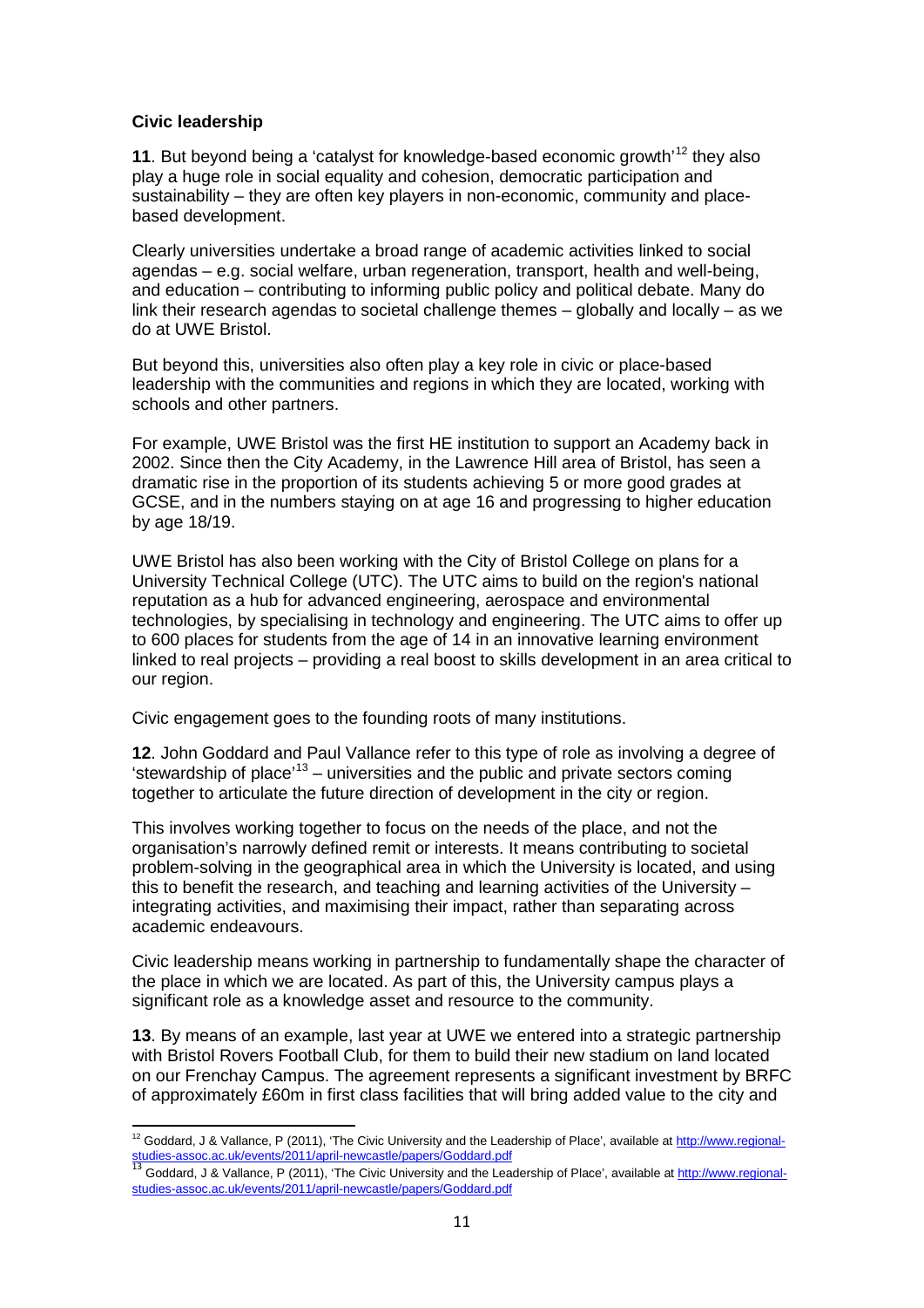**Civic leadership**

**11**. But beyond being a 'catalyst for knowledge-based economic growth'[12] they also play a huge role in social equality and cohesion, democratic participation and sustainability – they are often key players in non-economic, community and place-based development.

Clearly universities undertake a broad range of academic activities linked to social agendas – e.g. social welfare, urban regeneration, transport, health and well-being, and education – contributing to informing public policy and political debate. Many do link their research agendas to societal challenge themes – globally and locally – as we do at UWE Bristol.

But beyond this, universities also often play a key role in civic or place-based leadership with the communities and regions in which they are located, working with schools and other partners.

For example, UWE Bristol was the first HE institution to support an Academy back in 2002. Since then the City Academy, in the Lawrence Hill area of Bristol, has seen a dramatic rise in the proportion of its students achieving 5 or more good grades at GCSE, and in the numbers staying on at age 16 and progressing to higher education by age 18/19.

UWE Bristol has also been working with the City of Bristol College on plans for a University Technical College (UTC). The UTC aims to build on the region's national reputation as a hub for advanced engineering, aerospace and environmental technologies, by specialising in technology and engineering. The UTC aims to offer up to 600 places for students from the age of 14 in an innovative learning environment linked to real projects – providing a real boost to skills development in an area critical to our region.

Civic engagement goes to the founding roots of many institutions.

**12**. John Goddard and Paul Vallance refer to this type of role as involving a degree of 'stewardship of place'[13] – universities and the public and private sectors coming together to articulate the future direction of development in the city or region.

This involves working together to focus on the needs of the place, and not the organisation's narrowly defined remit or interests. It means contributing to societal problem-solving in the geographical area in which the University is located, and using this to benefit the research, and teaching and learning activities of the University – integrating activities, and maximising their impact, rather than separating across academic endeavours.

Civic leadership means working in partnership to fundamentally shape the character of the place in which we are located. As part of this, the University campus plays a significant role as a knowledge asset and resource to the community.

**13**. By means of an example, last year at UWE we entered into a strategic partnership with Bristol Rovers Football Club, for them to build their new stadium on land located on our Frenchay Campus. The agreement represents a significant investment by BRFC of approximately £60m in first class facilities that will bring added value to the city and

---

[12] Goddard, J & Vallance, P (2011), 'The Civic University and the Leadership of Place', available at http://www.regional-studies-assoc.ac.uk/events/2011/april-newcastle/papers/Goddard.pdf

[13] Goddard, J & Vallance, P (2011), 'The Civic University and the Leadership of Place', available at http://www.regional-studies-assoc.ac.uk/events/2011/april-newcastle/papers/Goddard.pdf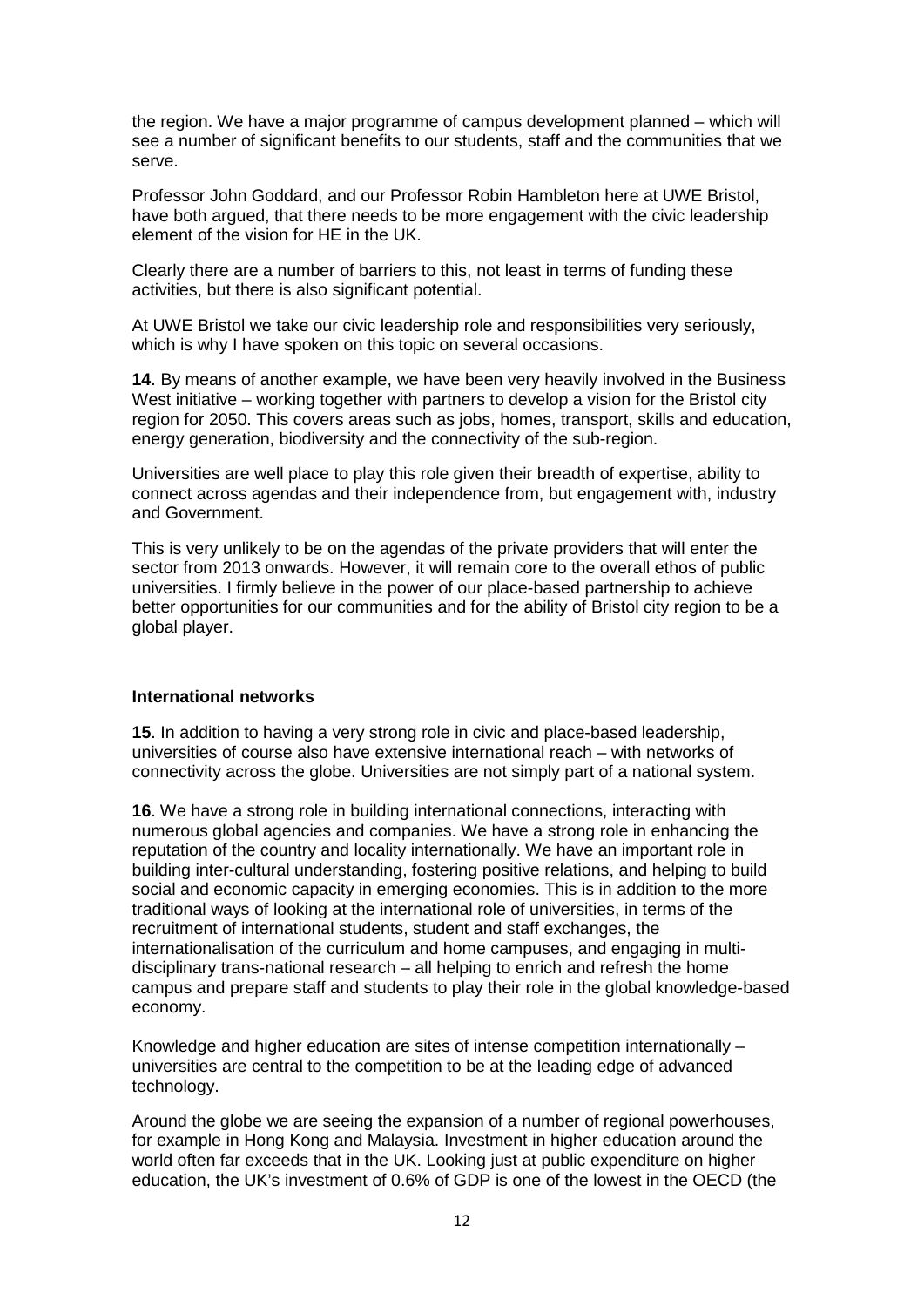the region. We have a major programme of campus development planned – which will see a number of significant benefits to our students, staff and the communities that we serve.

Professor John Goddard, and our Professor Robin Hambleton here at UWE Bristol, have both argued, that there needs to be more engagement with the civic leadership element of the vision for HE in the UK.

Clearly there are a number of barriers to this, not least in terms of funding these activities, but there is also significant potential.

At UWE Bristol we take our civic leadership role and responsibilities very seriously, which is why I have spoken on this topic on several occasions.

**14**. By means of another example, we have been very heavily involved in the Business West initiative – working together with partners to develop a vision for the Bristol city region for 2050. This covers areas such as jobs, homes, transport, skills and education, energy generation, biodiversity and the connectivity of the sub-region.

Universities are well place to play this role given their breadth of expertise, ability to connect across agendas and their independence from, but engagement with, industry and Government.

This is very unlikely to be on the agendas of the private providers that will enter the sector from 2013 onwards. However, it will remain core to the overall ethos of public universities. I firmly believe in the power of our place-based partnership to achieve better opportunities for our communities and for the ability of Bristol city region to be a global player.

**International networks**

**15**. In addition to having a very strong role in civic and place-based leadership, universities of course also have extensive international reach – with networks of connectivity across the globe. Universities are not simply part of a national system.

**16**. We have a strong role in building international connections, interacting with numerous global agencies and companies. We have a strong role in enhancing the reputation of the country and locality internationally. We have an important role in building inter-cultural understanding, fostering positive relations, and helping to build social and economic capacity in emerging economies. This is in addition to the more traditional ways of looking at the international role of universities, in terms of the recruitment of international students, student and staff exchanges, the internationalisation of the curriculum and home campuses, and engaging in multi-disciplinary trans-national research – all helping to enrich and refresh the home campus and prepare staff and students to play their role in the global knowledge-based economy.

Knowledge and higher education are sites of intense competition internationally – universities are central to the competition to be at the leading edge of advanced technology.

Around the globe we are seeing the expansion of a number of regional powerhouses, for example in Hong Kong and Malaysia. Investment in higher education around the world often far exceeds that in the UK. Looking just at public expenditure on higher education, the UK's investment of 0.6% of GDP is one of the lowest in the OECD (the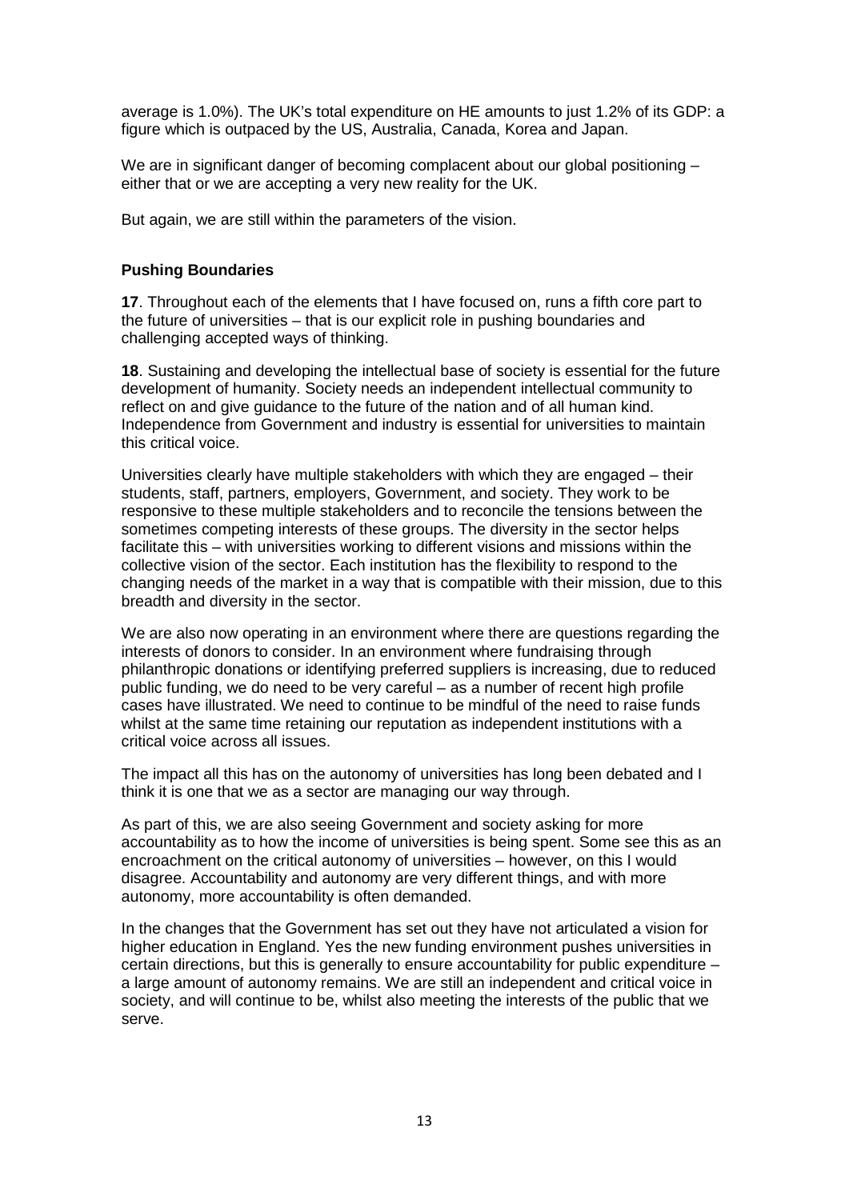average is 1.0%). The UK's total expenditure on HE amounts to just 1.2% of its GDP: a figure which is outpaced by the US, Australia, Canada, Korea and Japan.

We are in significant danger of becoming complacent about our global positioning – either that or we are accepting a very new reality for the UK.

But again, we are still within the parameters of the vision.

## Pushing Boundaries

**17**. Throughout each of the elements that I have focused on, runs a fifth core part to the future of universities – that is our explicit role in pushing boundaries and challenging accepted ways of thinking.

**18**. Sustaining and developing the intellectual base of society is essential for the future development of humanity. Society needs an independent intellectual community to reflect on and give guidance to the future of the nation and of all human kind. Independence from Government and industry is essential for universities to maintain this critical voice.

Universities clearly have multiple stakeholders with which they are engaged – their students, staff, partners, employers, Government, and society. They work to be responsive to these multiple stakeholders and to reconcile the tensions between the sometimes competing interests of these groups. The diversity in the sector helps facilitate this – with universities working to different visions and missions within the collective vision of the sector. Each institution has the flexibility to respond to the changing needs of the market in a way that is compatible with their mission, due to this breadth and diversity in the sector.

We are also now operating in an environment where there are questions regarding the interests of donors to consider. In an environment where fundraising through philanthropic donations or identifying preferred suppliers is increasing, due to reduced public funding, we do need to be very careful – as a number of recent high profile cases have illustrated. We need to continue to be mindful of the need to raise funds whilst at the same time retaining our reputation as independent institutions with a critical voice across all issues.

The impact all this has on the autonomy of universities has long been debated and I think it is one that we as a sector are managing our way through.

As part of this, we are also seeing Government and society asking for more accountability as to how the income of universities is being spent. Some see this as an encroachment on the critical autonomy of universities – however, on this I would disagree. Accountability and autonomy are very different things, and with more autonomy, more accountability is often demanded.

In the changes that the Government has set out they have not articulated a vision for higher education in England. Yes the new funding environment pushes universities in certain directions, but this is generally to ensure accountability for public expenditure – a large amount of autonomy remains. We are still an independent and critical voice in society, and will continue to be, whilst also meeting the interests of the public that we serve.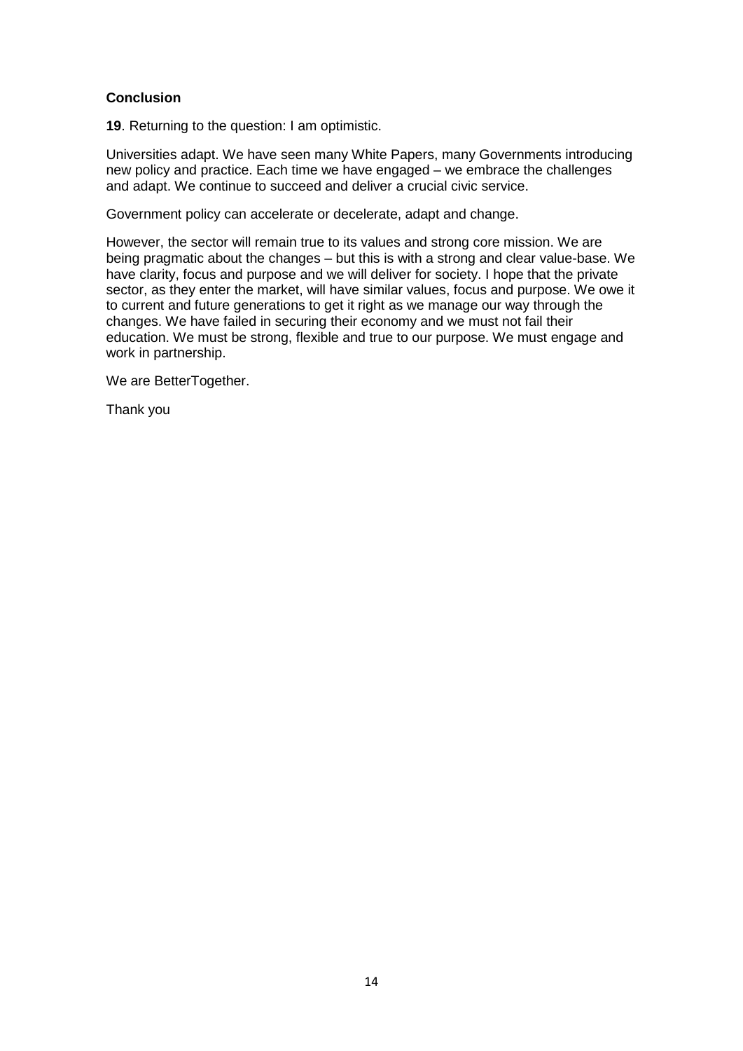**Conclusion**

**19**. Returning to the question: I am optimistic.

Universities adapt. We have seen many White Papers, many Governments introducing new policy and practice. Each time we have engaged – we embrace the challenges and adapt. We continue to succeed and deliver a crucial civic service.

Government policy can accelerate or decelerate, adapt and change.

However, the sector will remain true to its values and strong core mission. We are being pragmatic about the changes – but this is with a strong and clear value-base. We have clarity, focus and purpose and we will deliver for society. I hope that the private sector, as they enter the market, will have similar values, focus and purpose. We owe it to current and future generations to get it right as we manage our way through the changes. We have failed in securing their economy and we must not fail their education. We must be strong, flexible and true to our purpose. We must engage and work in partnership.

We are BetterTogether.

Thank you